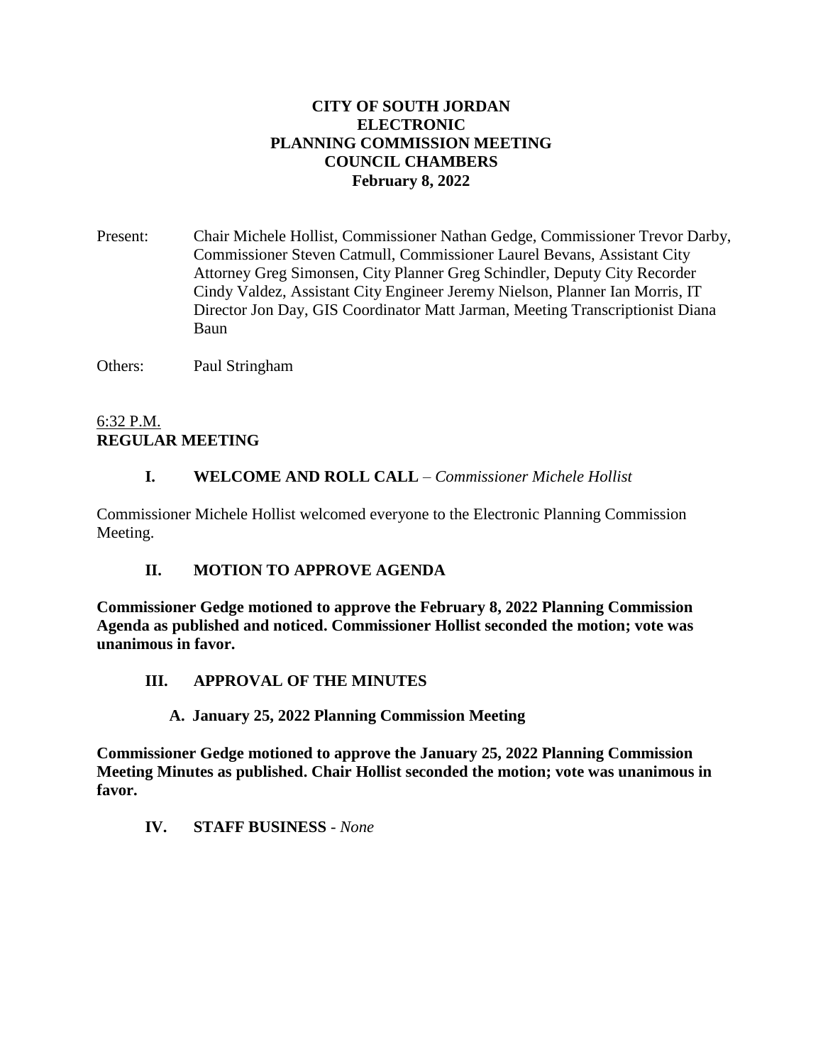**CITY OF SOUTH JORDAN**
**ELECTRONIC**
**PLANNING COMMISSION MEETING**
**COUNCIL CHAMBERS**
**February 8, 2022**

Present: Chair Michele Hollist, Commissioner Nathan Gedge, Commissioner Trevor Darby, Commissioner Steven Catmull, Commissioner Laurel Bevans, Assistant City Attorney Greg Simonsen, City Planner Greg Schindler, Deputy City Recorder Cindy Valdez, Assistant City Engineer Jeremy Nielson, Planner Ian Morris, IT Director Jon Day, GIS Coordinator Matt Jarman, Meeting Transcriptionist Diana Baun

Others: Paul Stringham

6:32 P.M.
**REGULAR MEETING**

**I. WELCOME AND ROLL CALL** – *Commissioner Michele Hollist*

Commissioner Michele Hollist welcomed everyone to the Electronic Planning Commission Meeting.

**II. MOTION TO APPROVE AGENDA**

**Commissioner Gedge motioned to approve the February 8, 2022 Planning Commission Agenda as published and noticed. Commissioner Hollist seconded the motion; vote was unanimous in favor.**

**III. APPROVAL OF THE MINUTES**

**A. January 25, 2022 Planning Commission Meeting**

**Commissioner Gedge motioned to approve the January 25, 2022 Planning Commission Meeting Minutes as published. Chair Hollist seconded the motion; vote was unanimous in favor.**

**IV. STAFF BUSINESS** - *None*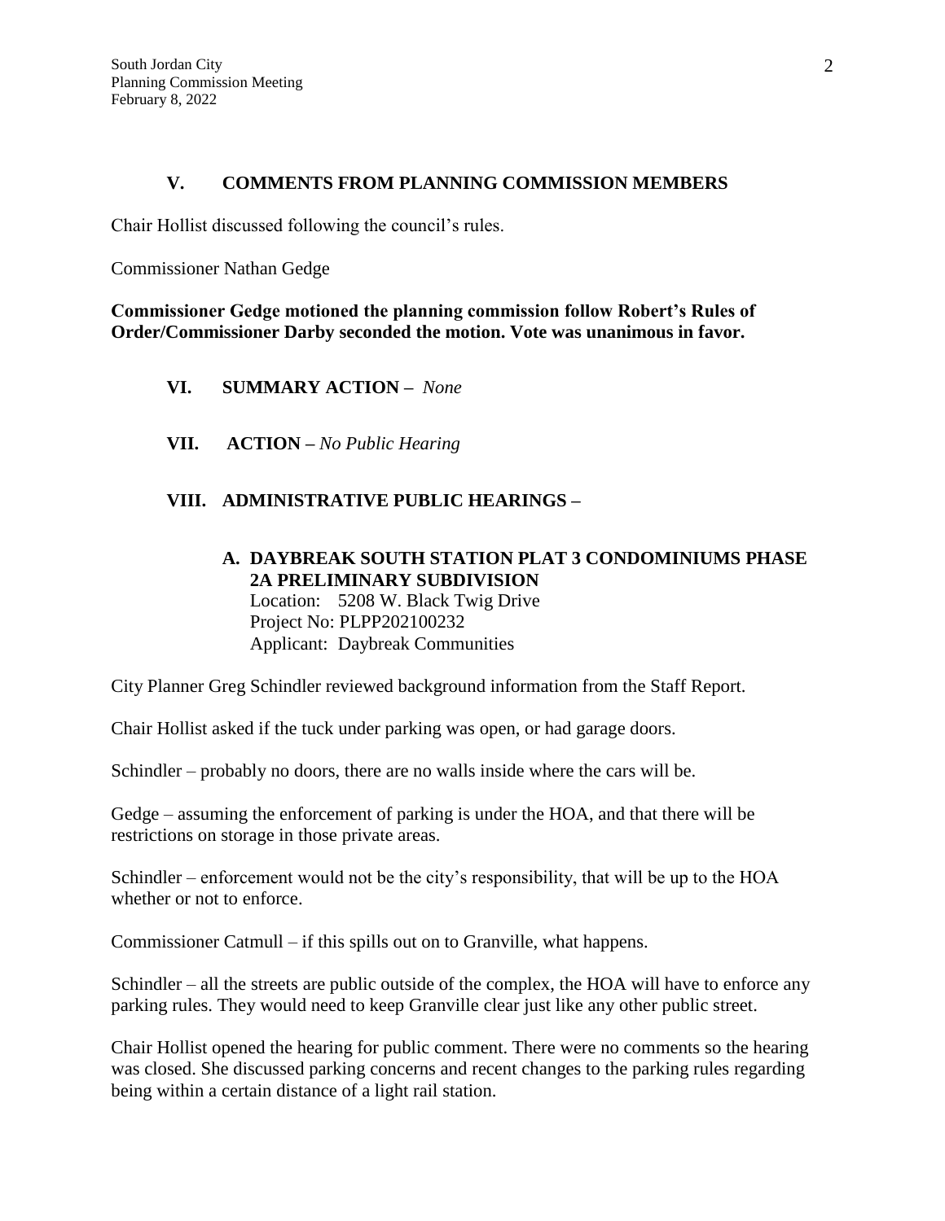### V. COMMENTS FROM PLANNING COMMISSION MEMBERS

Chair Hollist discussed following the council's rules.

Commissioner Nathan Gedge

**Commissioner Gedge motioned the planning commission follow Robert's Rules of Order/Commissioner Darby seconded the motion. Vote was unanimous in favor.**

### VI. SUMMARY ACTION – *None*

### VII. ACTION – *No Public Hearing*

### VIII. ADMINISTRATIVE PUBLIC HEARINGS –

#### A. DAYBREAK SOUTH STATION PLAT 3 CONDOMINIUMS PHASE 2A PRELIMINARY SUBDIVISION

Location: 5208 W. Black Twig Drive
Project No: PLPP202100232
Applicant: Daybreak Communities

City Planner Greg Schindler reviewed background information from the Staff Report.

Chair Hollist asked if the tuck under parking was open, or had garage doors.

Schindler – probably no doors, there are no walls inside where the cars will be.

Gedge – assuming the enforcement of parking is under the HOA, and that there will be restrictions on storage in those private areas.

Schindler – enforcement would not be the city's responsibility, that will be up to the HOA whether or not to enforce.

Commissioner Catmull – if this spills out on to Granville, what happens.

Schindler – all the streets are public outside of the complex, the HOA will have to enforce any parking rules. They would need to keep Granville clear just like any other public street.

Chair Hollist opened the hearing for public comment. There were no comments so the hearing was closed. She discussed parking concerns and recent changes to the parking rules regarding being within a certain distance of a light rail station.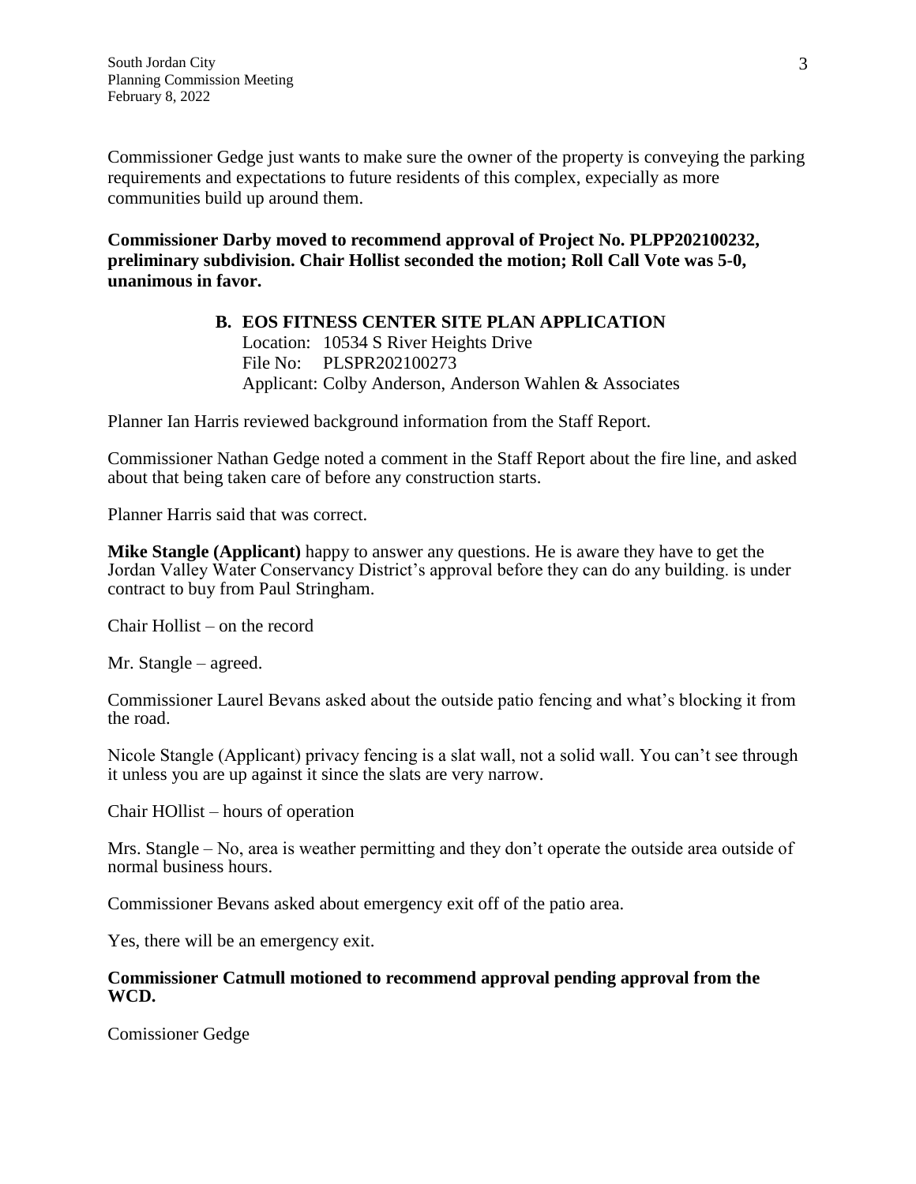Commissioner Gedge just wants to make sure the owner of the property is conveying the parking requirements and expectations to future residents of this complex, expecially as more communities build up around them.

**Commissioner Darby moved to recommend approval of Project No. PLPP202100232, preliminary subdivision. Chair Hollist seconded the motion; Roll Call Vote was 5-0, unanimous in favor.**

**B. EOS FITNESS CENTER SITE PLAN APPLICATION**

Location: 10534 S River Heights Drive
File No: PLSPR202100273
Applicant: Colby Anderson, Anderson Wahlen & Associates

Planner Ian Harris reviewed background information from the Staff Report.

Commissioner Nathan Gedge noted a comment in the Staff Report about the fire line, and asked about that being taken care of before any construction starts.

Planner Harris said that was correct.

**Mike Stangle (Applicant)** happy to answer any questions. He is aware they have to get the Jordan Valley Water Conservancy District's approval before they can do any building. is under contract to buy from Paul Stringham.

Chair Hollist – on the record

Mr. Stangle – agreed.

Commissioner Laurel Bevans asked about the outside patio fencing and what's blocking it from the road.

Nicole Stangle (Applicant) privacy fencing is a slat wall, not a solid wall. You can't see through it unless you are up against it since the slats are very narrow.

Chair HOllist – hours of operation

Mrs. Stangle – No, area is weather permitting and they don't operate the outside area outside of normal business hours.

Commissioner Bevans asked about emergency exit off of the patio area.

Yes, there will be an emergency exit.

**Commissioner Catmull motioned to recommend approval pending approval from the WCD.**

Comissioner Gedge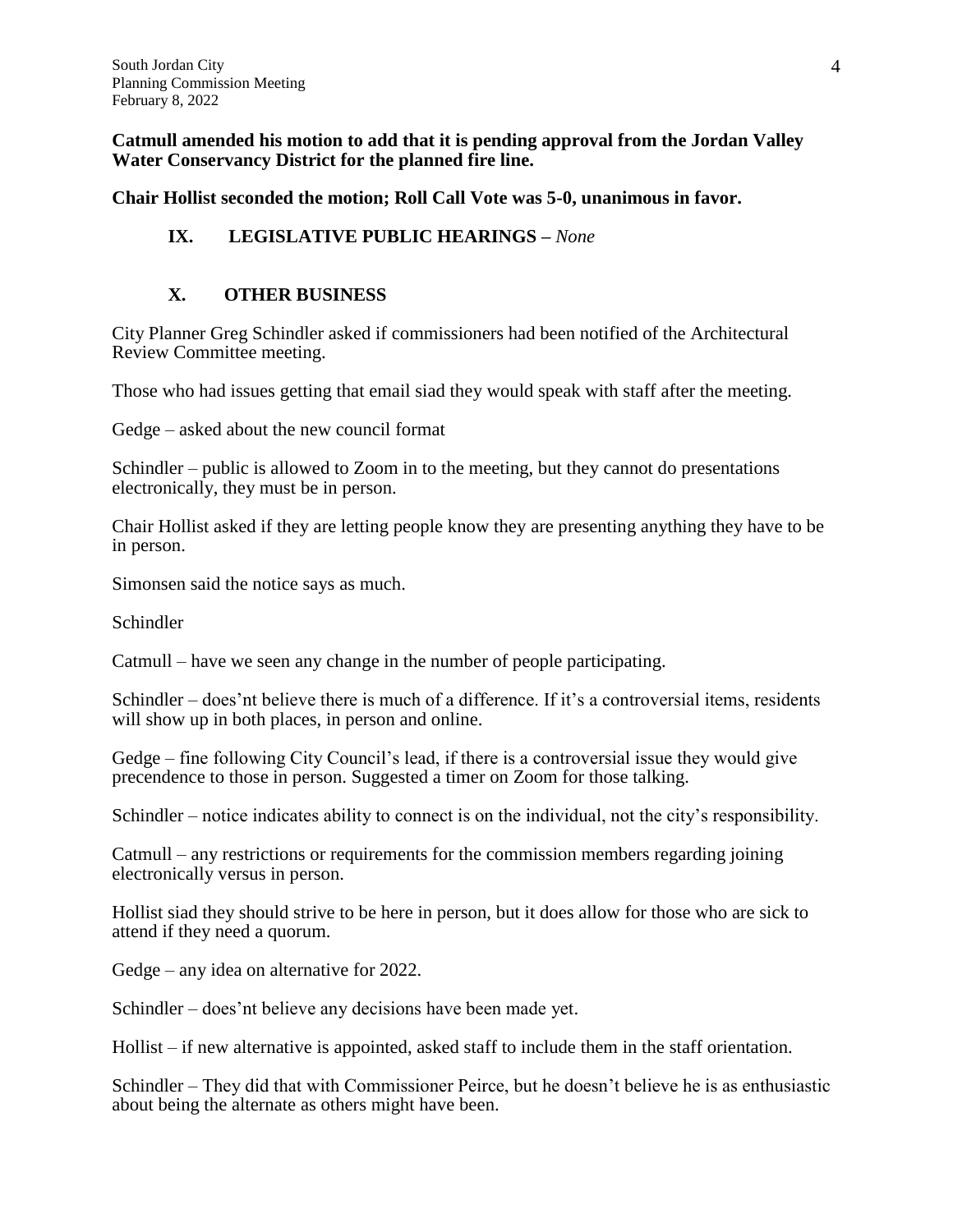**Catmull amended his motion to add that it is pending approval from the Jordan Valley Water Conservancy District for the planned fire line.**

**Chair Hollist seconded the motion; Roll Call Vote was 5-0, unanimous in favor.**

## IX. LEGISLATIVE PUBLIC HEARINGS – *None*

## X. OTHER BUSINESS

City Planner Greg Schindler asked if commissioners had been notified of the Architectural Review Committee meeting.

Those who had issues getting that email siad they would speak with staff after the meeting.

Gedge – asked about the new council format

Schindler – public is allowed to Zoom in to the meeting, but they cannot do presentations electronically, they must be in person.

Chair Hollist asked if they are letting people know they are presenting anything they have to be in person.

Simonsen said the notice says as much.

Schindler

Catmull – have we seen any change in the number of people participating.

Schindler – does'nt believe there is much of a difference. If it's a controversial items, residents will show up in both places, in person and online.

Gedge – fine following City Council's lead, if there is a controversial issue they would give precendence to those in person. Suggested a timer on Zoom for those talking.

Schindler – notice indicates ability to connect is on the individual, not the city's responsibility.

Catmull – any restrictions or requirements for the commission members regarding joining electronically versus in person.

Hollist siad they should strive to be here in person, but it does allow for those who are sick to attend if they need a quorum.

Gedge – any idea on alternative for 2022.

Schindler – does'nt believe any decisions have been made yet.

Hollist – if new alternative is appointed, asked staff to include them in the staff orientation.

Schindler – They did that with Commissioner Peirce, but he doesn't believe he is as enthusiastic about being the alternate as others might have been.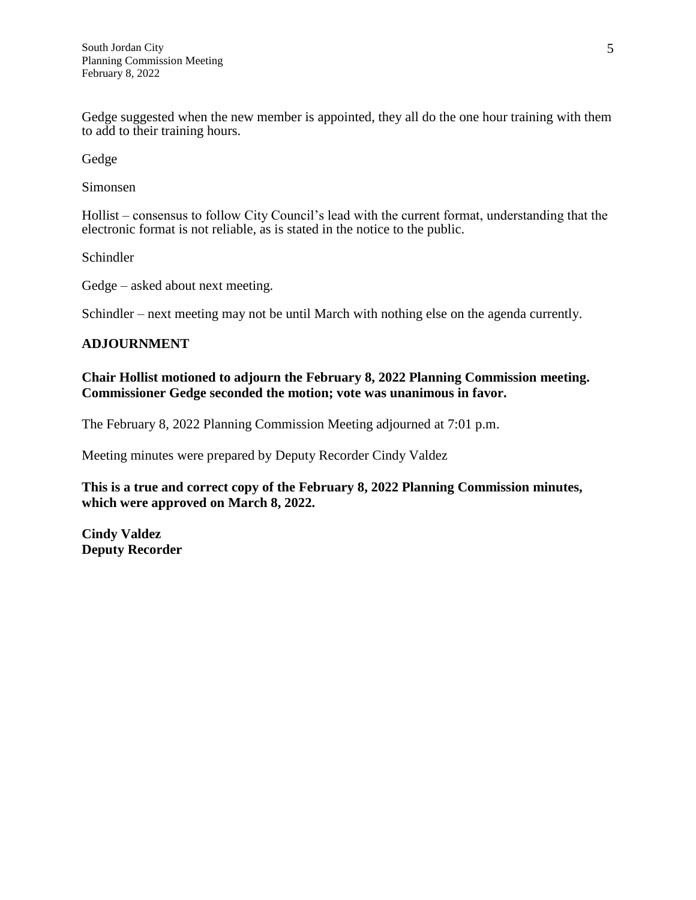Gedge suggested when the new member is appointed, they all do the one hour training with them to add to their training hours.

Gedge

Simonsen

Hollist – consensus to follow City Council's lead with the current format, understanding that the electronic format is not reliable, as is stated in the notice to the public.

Schindler

Gedge – asked about next meeting.

Schindler – next meeting may not be until March with nothing else on the agenda currently.

**ADJOURNMENT**

**Chair Hollist motioned to adjourn the February 8, 2022 Planning Commission meeting. Commissioner Gedge seconded the motion; vote was unanimous in favor.**

The February 8, 2022 Planning Commission Meeting adjourned at 7:01 p.m.

Meeting minutes were prepared by Deputy Recorder Cindy Valdez

**This is a true and correct copy of the February 8, 2022 Planning Commission minutes, which were approved on March 8, 2022.**

**Cindy Valdez**
**Deputy Recorder**